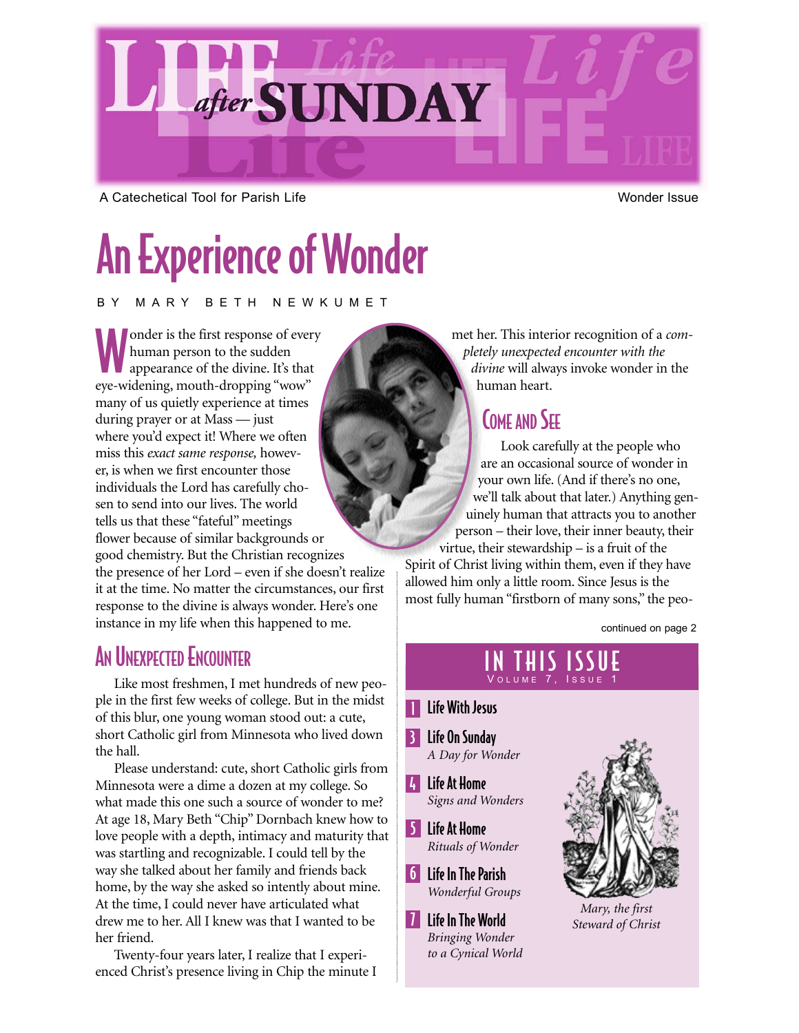# LIFE after SUNDAY

A Catechetical Tool for Parish Life

Wonder Issue

# An Experience of Wonder

BY MARY BETH NEWKUMET

Wonder is the first response of every human person to the sudden appearance of the divine. It's that eye-widening, mouth-dropping "wow" many of us quietly experience at times during prayer or at Mass — just where you'd expect it! Where we often miss this *exact same response,* however, is when we first encounter those individuals the Lord has carefully chosen to send into our lives. The world tells us that these "fateful" meetings flower because of similar backgrounds or good chemistry. But the Christian recognizes the presence of her Lord – even if she doesn't realize it at the time. No matter the circumstances, our first response to the divine is always wonder. Here's one instance in my life when this happened to me.

## An Unexpected Encounter

Like most freshmen, I met hundreds of new people in the first few weeks of college. But in the midst of this blur, one young woman stood out: a cute, short Catholic girl from Minnesota who lived down the hall.

Please understand: cute, short Catholic girls from Minnesota were a dime a dozen at my college. So what made this one such a source of wonder to me? At age 18, Mary Beth "Chip" Dornbach knew how to love people with a depth, intimacy and maturity that was startling and recognizable. I could tell by the way she talked about her family and friends back home, by the way she asked so intently about mine. At the time, I could never have articulated what drew me to her. All I knew was that I wanted to be her friend.

Twenty-four years later, I realize that I experienced Christ's presence living in Chip the minute I met her. This interior recognition of a *completely unexpected encounter with the divine* will always invoke wonder in the human heart.

## Come and See

Look carefully at the people who are an occasional source of wonder in your own life. (And if there's no one, we'll talk about that later.) Anything genuinely human that attracts you to another person – their love, their inner beauty, their virtue, their stewardship – is a fruit of the Spirit of Christ living within them, even if they have allowed him only a little room. Since Jesus is the most fully human "firstborn of many sons," the peo-

continued on page 2

## IN THIS ISSUE

VOLUME 7, ISSUE 1

- **1** Life With Jesus
- **3** Life On Sunday — *A Day for Wonder*
- **4** Life At Home — *Signs and Wonders*
- **5** Life At Home — *Rituals of Wonder*
- **6** Life In The Parish — *Wonderful Groups*
- **7** Life In The World — *Bringing Wonder to a Cynical World*

*Mary, the first Steward of Christ*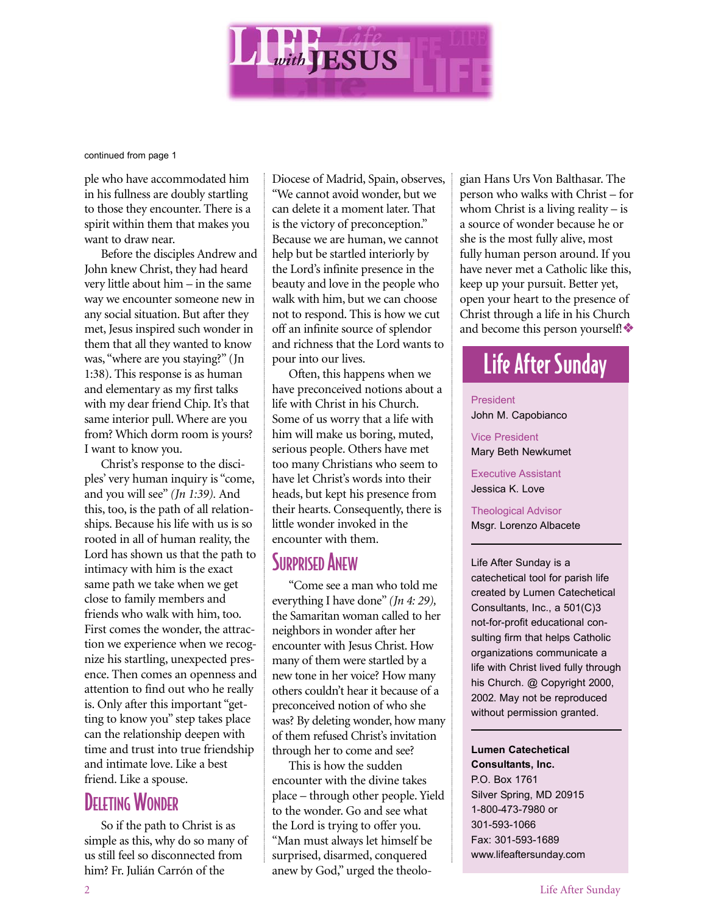# Life with Jesus

continued from page 1

ple who have accommodated him in his fullness are doubly startling to those they encounter. There is a spirit within them that makes you want to draw near.

Before the disciples Andrew and John knew Christ, they had heard very little about him – in the same way we encounter someone new in any social situation. But after they met, Jesus inspired such wonder in them that all they wanted to know was, "where are you staying?" (Jn 1:38). This response is as human and elementary as my first talks with my dear friend Chip. It's that same interior pull. Where are you from? Which dorm room is yours? I want to know you.

Christ's response to the disciples' very human inquiry is "come, and you will see" *(Jn 1:39)*. And this, too, is the path of all relationships. Because his life with us is so rooted in all of human reality, the Lord has shown us that the path to intimacy with him is the exact same path we take when we get close to family members and friends who walk with him, too. First comes the wonder, the attraction we experience when we recognize his startling, unexpected presence. Then comes an openness and attention to find out who he really is. Only after this important "getting to know you" step takes place can the relationship deepen with time and trust into true friendship and intimate love. Like a best friend. Like a spouse.

## Deleting Wonder

So if the path to Christ is as simple as this, why do so many of us still feel so disconnected from him? Fr. Julián Carrón of the Diocese of Madrid, Spain, observes, "We cannot avoid wonder, but we can delete it a moment later. That is the victory of preconception." Because we are human, we cannot help but be startled interiorly by the Lord's infinite presence in the beauty and love in the people who walk with him, but we can choose not to respond. This is how we cut off an infinite source of splendor and richness that the Lord wants to pour into our lives.

Often, this happens when we have preconceived notions about a life with Christ in his Church. Some of us worry that a life with him will make us boring, muted, serious people. Others have met too many Christians who seem to have let Christ's words into their heads, but kept his presence from their hearts. Consequently, there is little wonder invoked in the encounter with them.

## Surprised Anew

"Come see a man who told me everything I have done" *(Jn 4: 29)*, the Samaritan woman called to her neighbors in wonder after her encounter with Jesus Christ. How many of them were startled by a new tone in her voice? How many others couldn't hear it because of a preconceived notion of who she was? By deleting wonder, how many of them refused Christ's invitation through her to come and see?

This is how the sudden encounter with the divine takes place – through other people. Yield to the wonder. Go and see what the Lord is trying to offer you. "Man must always let himself be surprised, disarmed, conquered anew by God," urged the theologian Hans Urs Von Balthasar. The person who walks with Christ – for whom Christ is a living reality – is a source of wonder because he or she is the most fully alive, most fully human person around. If you have never met a Catholic like this, keep up your pursuit. Better yet, open your heart to the presence of Christ through a life in his Church and become this person yourself!❖

## Life After Sunday

President
John M. Capobianco

Vice President
Mary Beth Newkumet

Executive Assistant
Jessica K. Love

Theological Advisor
Msgr. Lorenzo Albacete

Life After Sunday is a catechetical tool for parish life created by Lumen Catechetical Consultants, Inc., a 501(C)3 not-for-profit educational consulting firm that helps Catholic organizations communicate a life with Christ lived fully through his Church. @ Copyright 2000, 2002. May not be reproduced without permission granted.

**Lumen Catechetical Consultants, Inc.**
P.O. Box 1761
Silver Spring, MD 20915
1-800-473-7980 or
301-593-1066
Fax: 301-593-1689
www.lifeaftersunday.com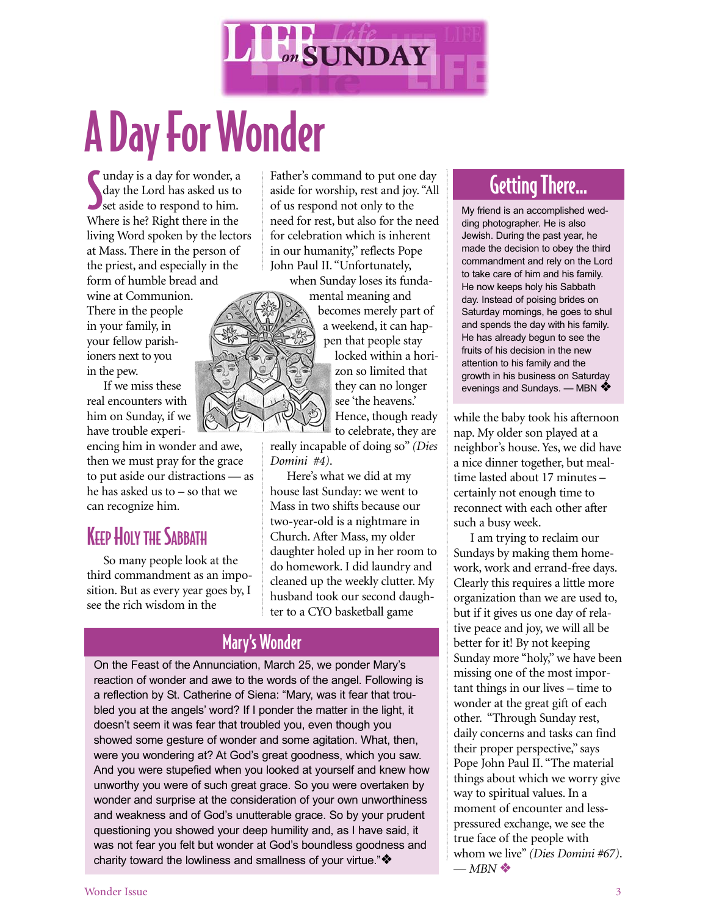# A Day For Wonder

Sunday is a day for wonder, a day the Lord has asked us to set aside to respond to him. Where is he? Right there in the living Word spoken by the lectors at Mass. There in the person of the priest, and especially in the form of humble bread and wine at Communion. There in the people in your family, in your fellow parishioners next to you in the pew.

If we miss these real encounters with him on Sunday, if we have trouble experiencing him in wonder and awe, then we must pray for the grace to put aside our distractions — as he has asked us to – so that we can recognize him.

## Keep Holy the Sabbath

So many people look at the third commandment as an imposition. But as every year goes by, I see the rich wisdom in the Father's command to put one day aside for worship, rest and joy. "All of us respond not only to the need for rest, but also for the need for celebration which is inherent in our humanity," reflects Pope John Paul II. "Unfortunately, when Sunday loses its fundamental meaning and becomes merely part of a weekend, it can happen that people stay locked within a horizon so limited that they can no longer see 'the heavens.' Hence, though ready to celebrate, they are really incapable of doing so" *(Dies Domini #4)*.

Here's what we did at my house last Sunday: we went to Mass in two shifts because our two-year-old is a nightmare in Church. After Mass, my older daughter holed up in her room to do homework. I did laundry and cleaned up the weekly clutter. My husband took our second daughter to a CYO basketball game while the baby took his afternoon nap. My older son played at a neighbor's house. Yes, we did have a nice dinner together, but mealtime lasted about 17 minutes – certainly not enough time to reconnect with each other after such a busy week.

I am trying to reclaim our Sundays by making them homework, work and errand-free days. Clearly this requires a little more organization than we are used to, but if it gives us one day of relative peace and joy, we will all be better for it! By not keeping Sunday more "holy," we have been missing one of the most important things in our lives – time to wonder at the great gift of each other. "Through Sunday rest, daily concerns and tasks can find their proper perspective," says Pope John Paul II. "The material things about which we worry give way to spiritual values. In a moment of encounter and less-pressured exchange, we see the true face of the people with whom we live" *(Dies Domini #67)*.
*— MBN* ❖

## Getting There...

My friend is an accomplished wedding photographer. He is also Jewish. During the past year, he made the decision to obey the third commandment and rely on the Lord to take care of him and his family. He now keeps holy his Sabbath day. Instead of poising brides on Saturday mornings, he goes to shul and spends the day with his family. He has already begun to see the fruits of his decision in the new attention to his family and the growth in his business on Saturday evenings and Sundays. — MBN ❖

## Mary's Wonder

On the Feast of the Annunciation, March 25, we ponder Mary's reaction of wonder and awe to the words of the angel. Following is a reflection by St. Catherine of Siena: "Mary, was it fear that troubled you at the angels' word? If I ponder the matter in the light, it doesn't seem it was fear that troubled you, even though you showed some gesture of wonder and some agitation. What, then, were you wondering at? At God's great goodness, which you saw. And you were stupefied when you looked at yourself and knew how unworthy you were of such great grace. So you were overtaken by wonder and surprise at the consideration of your own unworthiness and weakness and of God's unutterable grace. So by your prudent questioning you showed your deep humility and, as I have said, it was not fear you felt but wonder at God's boundless goodness and charity toward the lowliness and smallness of your virtue."❖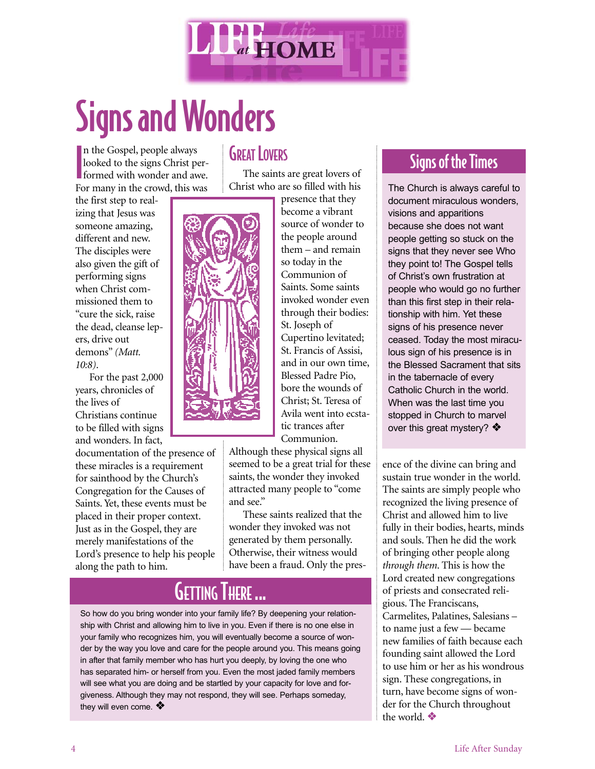# Signs and Wonders

In the Gospel, people always looked to the signs Christ performed with wonder and awe. For many in the crowd, this was the first step to realizing that Jesus was someone amazing, different and new. The disciples were also given the gift of performing signs when Christ commissioned them to "cure the sick, raise the dead, cleanse lepers, drive out demons" *(Matt. 10:8)*.

For the past 2,000 years, chronicles of the lives of Christians continue to be filled with signs and wonders. In fact, documentation of the presence of these miracles is a requirement for sainthood by the Church's Congregation for the Causes of Saints. Yet, these events must be placed in their proper context. Just as in the Gospel, they are merely manifestations of the Lord's presence to help his people along the path to him.

## Great Lovers

The saints are great lovers of Christ who are so filled with his presence that they become a vibrant source of wonder to the people around them – and remain so today in the Communion of Saints. Some saints invoked wonder even through their bodies: St. Joseph of Cupertino levitated; St. Francis of Assisi, and in our own time, Blessed Padre Pio, bore the wounds of Christ; St. Teresa of Avila went into ecstatic trances after Communion. Although these physical signs all seemed to be a great trial for these saints, the wonder they invoked attracted many people to "come and see."

These saints realized that the wonder they invoked was not generated by them personally. Otherwise, their witness would have been a fraud. Only the presence of the divine can bring and sustain true wonder in the world. The saints are simply people who recognized the living presence of Christ and allowed him to live fully in their bodies, hearts, minds and souls. Then he did the work of bringing other people along *through them*. This is how the Lord created new congregations of priests and consecrated religious. The Franciscans, Carmelites, Palatines, Salesians – to name just a few — became new families of faith because each founding saint allowed the Lord to use him or her as his wondrous sign. These congregations, in turn, have become signs of wonder for the Church throughout the world. ❖

## Signs of the Times

The Church is always careful to document miraculous wonders, visions and apparitions because she does not want people getting so stuck on the signs that they never see Who they point to! The Gospel tells of Christ's own frustration at people who would go no further than this first step in their relationship with him. Yet these signs of his presence never ceased. Today the most miraculous sign of his presence is in the Blessed Sacrament that sits in the tabernacle of every Catholic Church in the world. When was the last time you stopped in Church to marvel over this great mystery? ❖

## Getting There ...

So how do you bring wonder into your family life? By deepening your relationship with Christ and allowing him to live in you. Even if there is no one else in your family who recognizes him, you will eventually become a source of wonder by the way you love and care for the people around you. This means going in after that family member who has hurt you deeply, by loving the one who has separated him- or herself from you. Even the most jaded family members will see what you are doing and be startled by your capacity for love and forgiveness. Although they may not respond, they will see. Perhaps someday, they will even come. ❖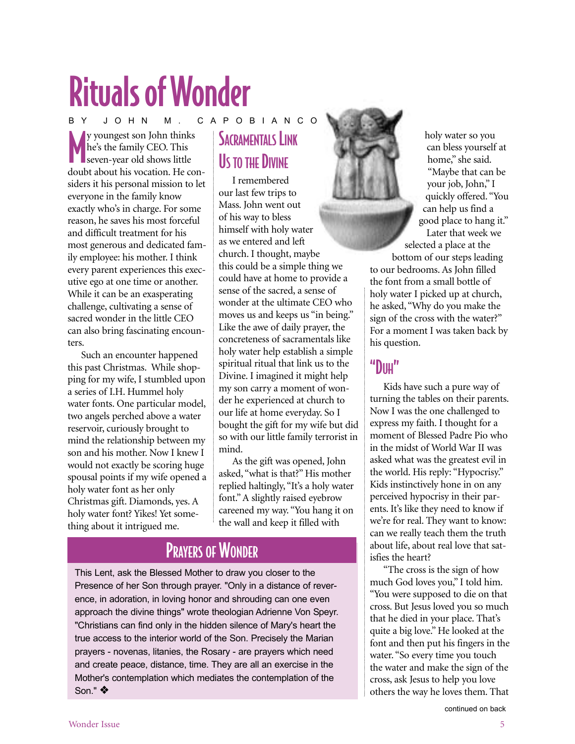# Rituals of Wonder

BY JOHN M. CAPOBIANCO

My youngest son John thinks he's the family CEO. This seven-year old shows little doubt about his vocation. He considers it his personal mission to let everyone in the family know exactly who's in charge. For some reason, he saves his most forceful and difficult treatment for his most generous and dedicated family employee: his mother. I think every parent experiences this executive ego at one time or another. While it can be an exasperating challenge, cultivating a sense of sacred wonder in the little CEO can also bring fascinating encounters.

Such an encounter happened this past Christmas. While shopping for my wife, I stumbled upon a series of I.H. Hummel holy water fonts. One particular model, two angels perched above a water reservoir, curiously brought to mind the relationship between my son and his mother. Now I knew I would not exactly be scoring huge spousal points if my wife opened a holy water font as her only Christmas gift. Diamonds, yes. A holy water font? Yikes! Yet something about it intrigued me.

## Sacramentals Link Us to the Divine

I remembered our last few trips to Mass. John went out of his way to bless himself with holy water as we entered and left church. I thought, maybe this could be a simple thing we could have at home to provide a sense of the sacred, a sense of wonder at the ultimate CEO who moves us and keeps us "in being." Like the awe of daily prayer, the concreteness of sacramentals like holy water help establish a simple spiritual ritual that link us to the Divine. I imagined it might help my son carry a moment of wonder he experienced at church to our life at home everyday. So I bought the gift for my wife but did so with our little family terrorist in mind.

As the gift was opened, John asked, "what is that?" His mother replied haltingly, "It's a holy water font." A slightly raised eyebrow careened my way. "You hang it on the wall and keep it filled with holy water so you can bless yourself at home," she said. "Maybe that can be your job, John," I quickly offered. "You can help us find a good place to hang it." Later that week we selected a place at the bottom of our steps leading to our bedrooms. As John filled the font from a small bottle of holy water I picked up at church, he asked, "Why do you make the sign of the cross with the water?" For a moment I was taken back by his question.

## "Duh"

Kids have such a pure way of turning the tables on their parents. Now I was the one challenged to express my faith. I thought for a moment of Blessed Padre Pio who in the midst of World War II was asked what was the greatest evil in the world. His reply: "Hypocrisy." Kids instinctively hone in on any perceived hypocrisy in their parents. It's like they need to know if we're for real. They want to know: can we really teach them the truth about life, about real love that satisfies the heart?

"The cross is the sign of how much God loves you," I told him. "You were supposed to die on that cross. But Jesus loved you so much that he died in your place. That's quite a big love." He looked at the font and then put his fingers in the water. "So every time you touch the water and make the sign of the cross, ask Jesus to help you love others the way he loves them. That

continued on back

## Prayers of Wonder

This Lent, ask the Blessed Mother to draw you closer to the Presence of her Son through prayer. "Only in a distance of reverence, in adoration, in loving honor and shrouding can one even approach the divine things" wrote theologian Adrienne Von Speyr. "Christians can find only in the hidden silence of Mary's heart the true access to the interior world of the Son. Precisely the Marian prayers - novenas, litanies, the Rosary - are prayers which need and create peace, distance, time. They are all an exercise in the Mother's contemplation which mediates the contemplation of the Son." ❖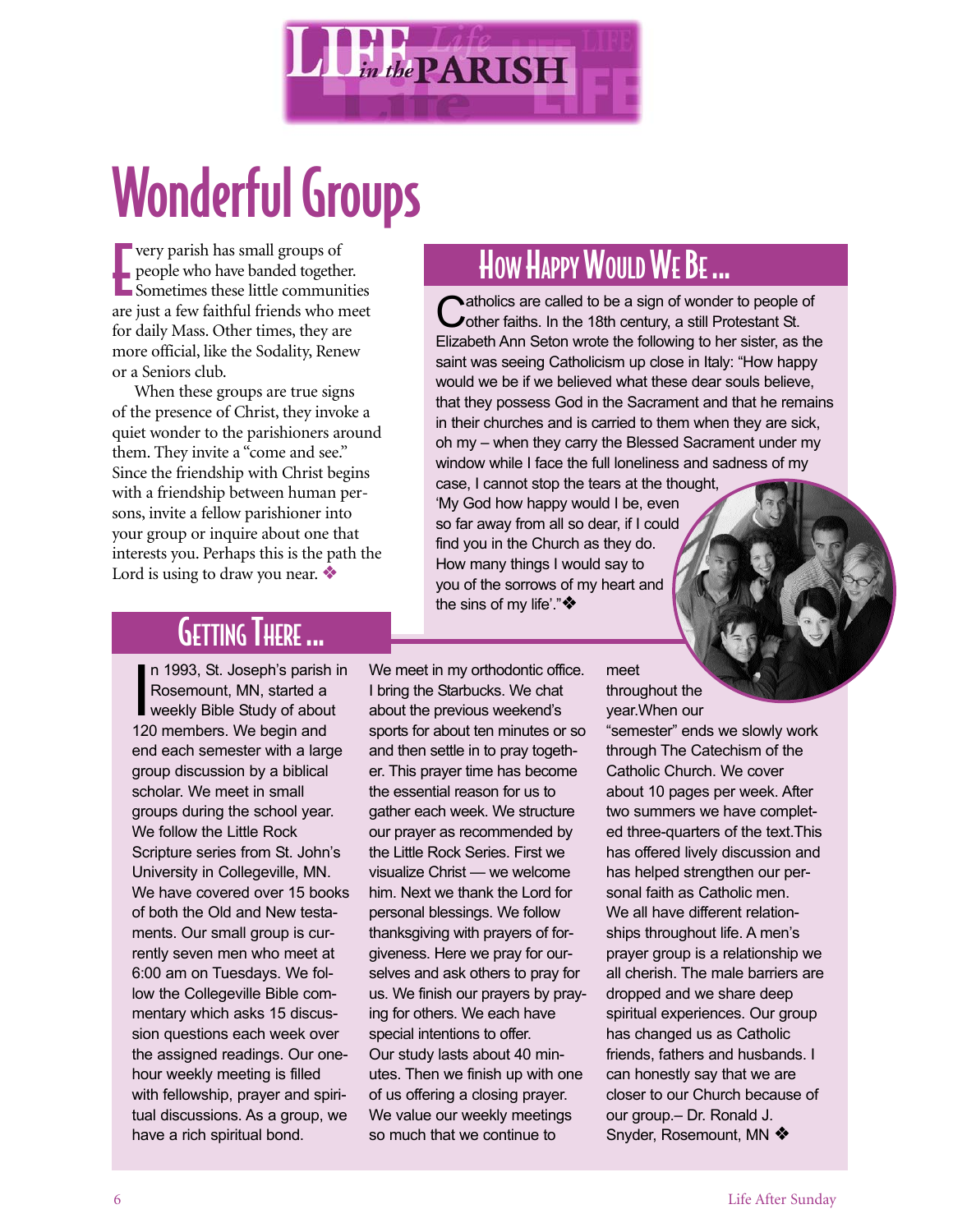# Wonderful Groups

Every parish has small groups of people who have banded together. Sometimes these little communities are just a few faithful friends who meet for daily Mass. Other times, they are more official, like the Sodality, Renew or a Seniors club.

When these groups are true signs of the presence of Christ, they invoke a quiet wonder to the parishioners around them. They invite a "come and see." Since the friendship with Christ begins with a friendship between human persons, invite a fellow parishioner into your group or inquire about one that interests you. Perhaps this is the path the Lord is using to draw you near. ❖

## How Happy Would We Be …

Catholics are called to be a sign of wonder to people of other faiths. In the 18th century, a still Protestant St. Elizabeth Ann Seton wrote the following to her sister, as the saint was seeing Catholicism up close in Italy: "How happy would we be if we believed what these dear souls believe, that they possess God in the Sacrament and that he remains in their churches and is carried to them when they are sick, oh my – when they carry the Blessed Sacrament under my window while I face the full loneliness and sadness of my case, I cannot stop the tears at the thought, 'My God how happy would I be, even so far away from all so dear, if I could find you in the Church as they do. How many things I would say to you of the sorrows of my heart and the sins of my life'."❖

## Getting There …

In 1993, St. Joseph's parish in Rosemount, MN, started a weekly Bible Study of about 120 members. We begin and end each semester with a large group discussion by a biblical scholar. We meet in small groups during the school year. We follow the Little Rock Scripture series from St. John's University in Collegeville, MN. We have covered over 15 books of both the Old and New testaments. Our small group is currently seven men who meet at 6:00 am on Tuesdays. We follow the Collegeville Bible commentary which asks 15 discussion questions each week over the assigned readings. Our one-hour weekly meeting is filled with fellowship, prayer and spiritual discussions. As a group, we have a rich spiritual bond. We meet in my orthodontic office. I bring the Starbucks. We chat about the previous weekend's sports for about ten minutes or so and then settle in to pray together. This prayer time has become the essential reason for us to gather each week. We structure our prayer as recommended by the Little Rock Series. First we visualize Christ — we welcome him. Next we thank the Lord for personal blessings. We follow thanksgiving with prayers of forgiveness. Here we pray for ourselves and ask others to pray for us. We finish our prayers by praying for others. We each have special intentions to offer. Our study lasts about 40 minutes. Then we finish up with one of us offering a closing prayer. We value our weekly meetings so much that we continue to meet throughout the year. When our "semester" ends we slowly work through The Catechism of the Catholic Church. We cover about 10 pages per week. After two summers we have completed three-quarters of the text. This has offered lively discussion and has helped strengthen our personal faith as Catholic men. We all have different relationships throughout life. A men's prayer group is a relationship we all cherish. The male barriers are dropped and we share deep spiritual experiences. Our group has changed us as Catholic friends, fathers and husbands. I can honestly say that we are closer to our Church because of our group.– Dr. Ronald J. Snyder, Rosemount, MN ❖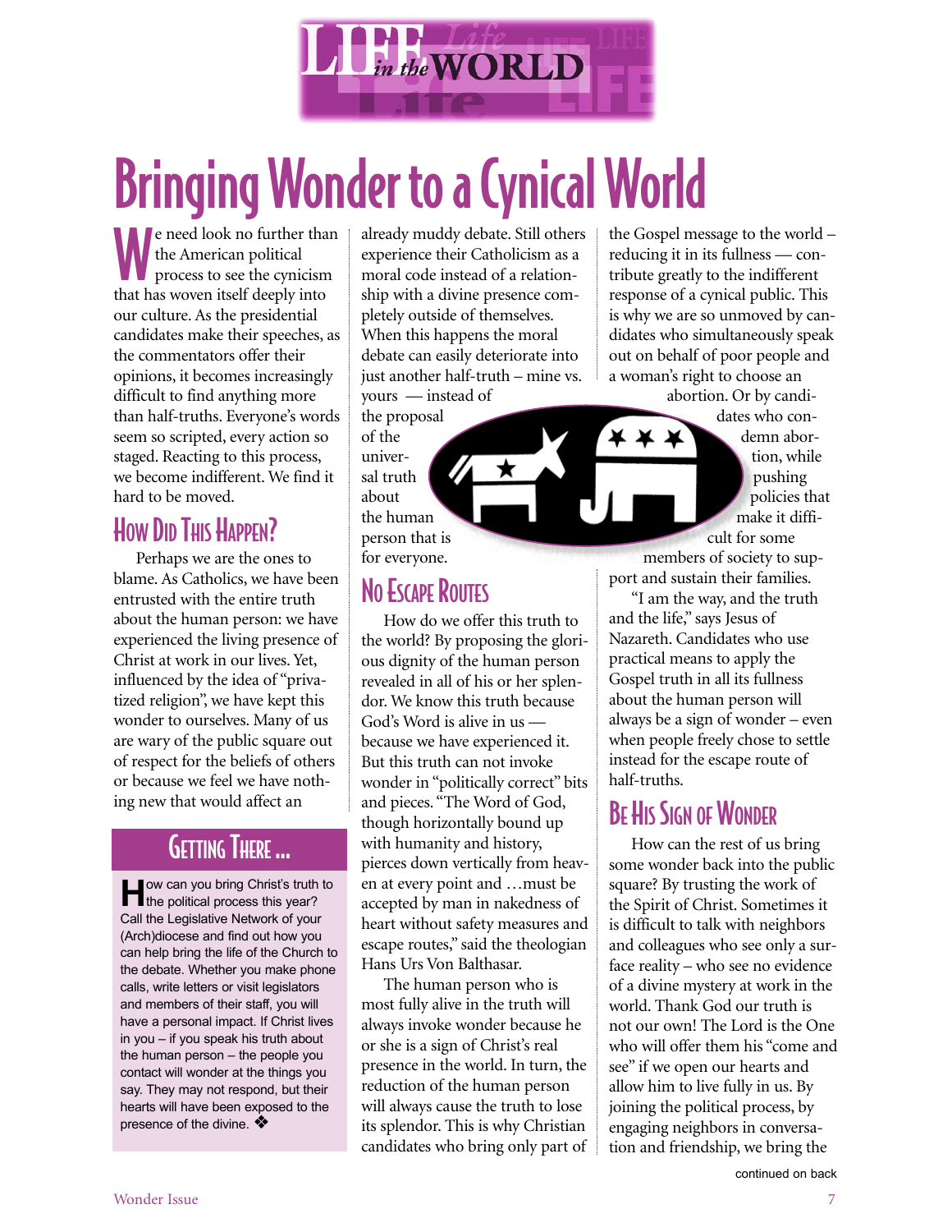# Bringing Wonder to a Cynical World

We need look no further than the American political process to see the cynicism that has woven itself deeply into our culture. As the presidential candidates make their speeches, as the commentators offer their opinions, it becomes increasingly difficult to find anything more than half-truths. Everyone's words seem so scripted, every action so staged. Reacting to this process, we become indifferent. We find it hard to be moved.

## How Did This Happen?

Perhaps we are the ones to blame. As Catholics, we have been entrusted with the entire truth about the human person: we have experienced the living presence of Christ at work in our lives. Yet, influenced by the idea of "privatized religion", we have kept this wonder to ourselves. Many of us are wary of the public square out of respect for the beliefs of others or because we feel we have nothing new that would affect an already muddy debate. Still others experience their Catholicism as a moral code instead of a relationship with a divine presence completely outside of themselves. When this happens the moral debate can easily deteriorate into just another half-truth – mine vs. yours — instead of the proposal of the universal truth about the human person that is for everyone.

## No Escape Routes

How do we offer this truth to the world? By proposing the glorious dignity of the human person revealed in all of his or her splendor. We know this truth because God's Word is alive in us — because we have experienced it. But this truth can not invoke wonder in "politically correct" bits and pieces. "The Word of God, though horizontally bound up with humanity and history, pierces down vertically from heaven at every point and …must be accepted by man in nakedness of heart without safety measures and escape routes," said the theologian Hans Urs Von Balthasar.

The human person who is most fully alive in the truth will always invoke wonder because he or she is a sign of Christ's real presence in the world. In turn, the reduction of the human person will always cause the truth to lose its splendor. This is why Christian candidates who bring only part of the Gospel message to the world – reducing it in its fullness — contribute greatly to the indifferent response of a cynical public. This is why we are so unmoved by candidates who simultaneously speak out on behalf of poor people and a woman's right to choose an abortion. Or by candidates who condemn abortion, while pushing policies that make it difficult for some members of society to support and sustain their families.

"I am the way, and the truth and the life," says Jesus of Nazareth. Candidates who use practical means to apply the Gospel truth in all its fullness about the human person will always be a sign of wonder – even when people freely choose to settle instead for the escape route of half-truths.

## Be His Sign of Wonder

How can the rest of us bring some wonder back into the public square? By trusting the work of the Spirit of Christ. Sometimes it is difficult to talk with neighbors and colleagues who see only a surface reality – who see no evidence of a divine mystery at work in the world. Thank God our truth is not our own! The Lord is the One who will offer them his "come and see" if we open our hearts and allow him to live fully in us. By joining the political process, by engaging neighbors in conversation and friendship, we bring the

continued on back

## Getting There ...

**H**ow can you bring Christ's truth to the political process this year? Call the Legislative Network of your (Arch)diocese and find out how you can help bring the life of the Church to the debate. Whether you make phone calls, write letters or visit legislators and members of their staff, you will have a personal impact. If Christ lives in you – if you speak his truth about the human person – the people you contact will wonder at the things you say. They may not respond, but their hearts will have been exposed to the presence of the divine. ❖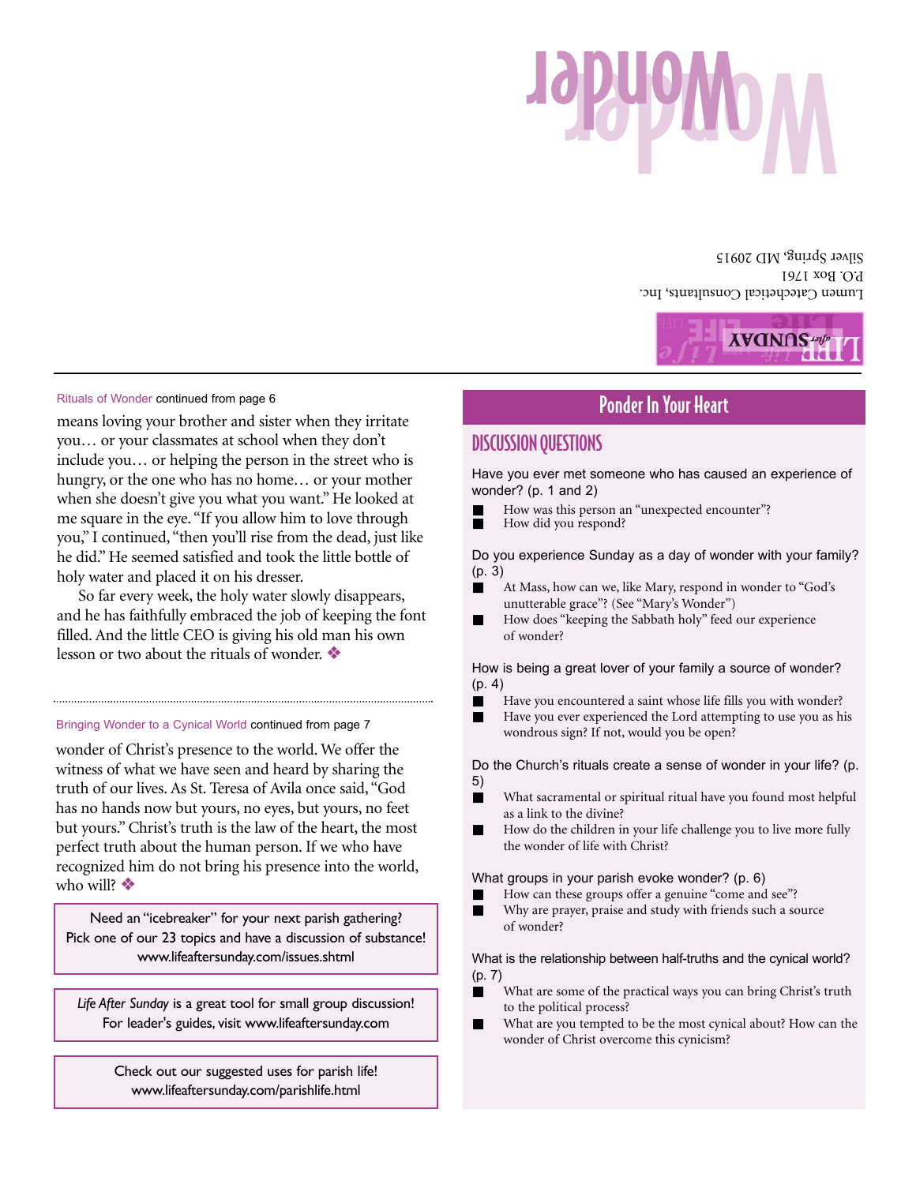Wonder

Lumen Catechetical Consultants, Inc.
P.O. Box 1761
Silver Spring, MD 20915

Rituals of Wonder continued from page 6

means loving your brother and sister when they irritate you… or your classmates at school when they don't include you… or helping the person in the street who is hungry, or the one who has no home… or your mother when she doesn't give you what you want." He looked at me square in the eye. "If you allow him to love through you," I continued, "then you'll rise from the dead, just like he did." He seemed satisfied and took the little bottle of holy water and placed it on his dresser.

So far every week, the holy water slowly disappears, and he has faithfully embraced the job of keeping the font filled. And the little CEO is giving his old man his own lesson or two about the rituals of wonder. ❖

Bringing Wonder to a Cynical World continued from page 7

wonder of Christ's presence to the world. We offer the witness of what we have seen and heard by sharing the truth of our lives. As St. Teresa of Avila once said, "God has no hands now but yours, no eyes, but yours, no feet but yours." Christ's truth is the law of the heart, the most perfect truth about the human person. If we who have recognized him do not bring his presence into the world, who will? ❖

Need an "icebreaker" for your next parish gathering?
Pick one of our 23 topics and have a discussion of substance!
www.lifeaftersunday.com/issues.shtml

*Life After Sunday* is a great tool for small group discussion!
For leader's guides, visit www.lifeaftersunday.com

Check out our suggested uses for parish life!
www.lifeaftersunday.com/parishlife.html

## Ponder In Your Heart

### DISCUSSION QUESTIONS

Have you ever met someone who has caused an experience of wonder? (p. 1 and 2)

- How was this person an "unexpected encounter"?
- How did you respond?

Do you experience Sunday as a day of wonder with your family? (p. 3)

- At Mass, how can we, like Mary, respond in wonder to "God's unutterable grace"? (See "Mary's Wonder")
- How does "keeping the Sabbath holy" feed our experience of wonder?

How is being a great lover of your family a source of wonder? (p. 4)

- Have you encountered a saint whose life fills you with wonder?
- Have you ever experienced the Lord attempting to use you as his wondrous sign? If not, would you be open?

Do the Church's rituals create a sense of wonder in your life? (p. 5)

- What sacramental or spiritual ritual have you found most helpful as a link to the divine?
- How do the children in your life challenge you to live more fully the wonder of life with Christ?

What groups in your parish evoke wonder? (p. 6)

- How can these groups offer a genuine "come and see"?
- Why are prayer, praise and study with friends such a source of wonder?

What is the relationship between half-truths and the cynical world? (p. 7)

- What are some of the practical ways you can bring Christ's truth to the political process?
- What are you tempted to be the most cynical about? How can the wonder of Christ overcome this cynicism?